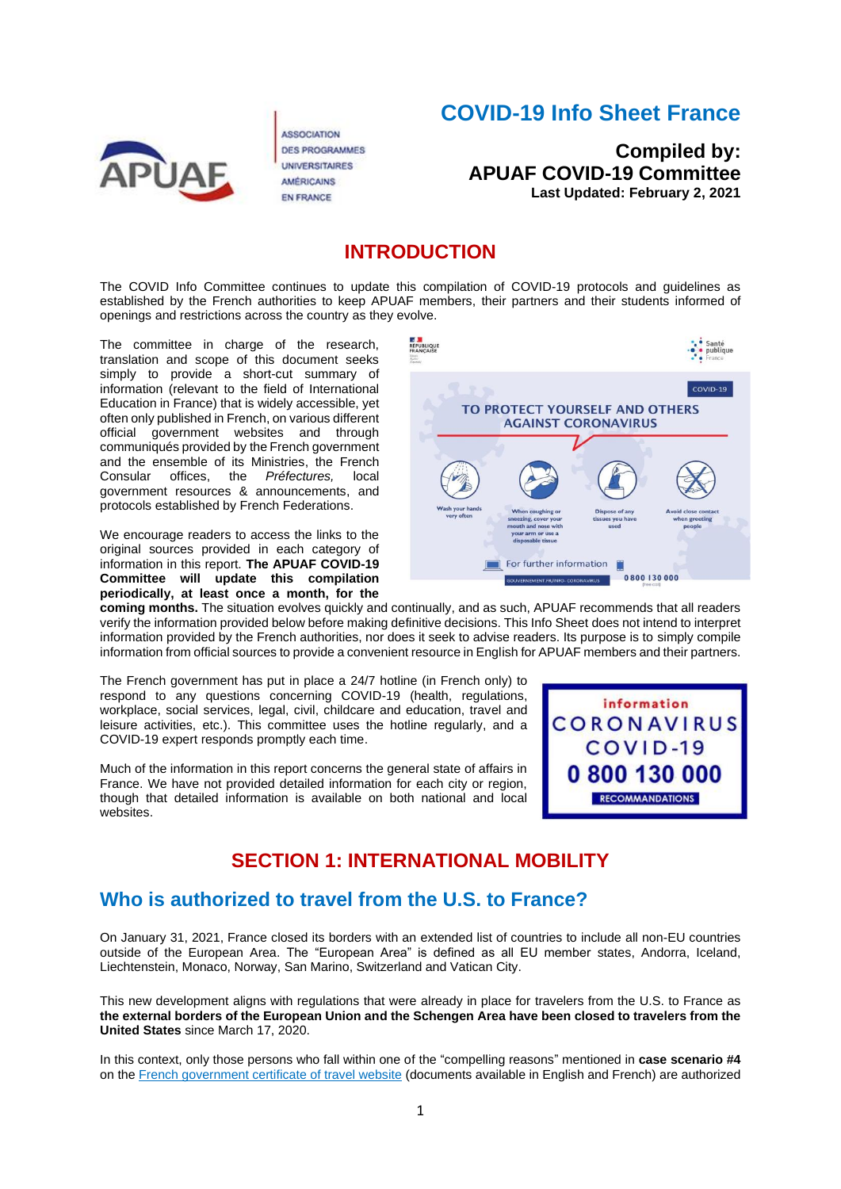# COVID-19 Info Sheet France

**Compiled by:**
**APUAF COVID-19 Committee**
**Last Updated: February 2, 2021**

## INTRODUCTION

The COVID Info Committee continues to update this compilation of COVID-19 protocols and guidelines as established by the French authorities to keep APUAF members, their partners and their students informed of openings and restrictions across the country as they evolve.

The committee in charge of the research, translation and scope of this document seeks simply to provide a short-cut summary of information (relevant to the field of International Education in France) that is widely accessible, yet often only published in French, on various different official government websites and through communiqués provided by the French government and the ensemble of its Ministries, the French Consular offices, the *Préfectures,* local government resources & announcements, and protocols established by French Federations.

We encourage readers to access the links to the original sources provided in each category of information in this report. **The APUAF COVID-19 Committee will update this compilation periodically, at least once a month, for the coming months.** The situation evolves quickly and continually, and as such, APUAF recommends that all readers verify the information provided below before making definitive decisions. This Info Sheet does not intend to interpret information provided by the French authorities, nor does it seek to advise readers. Its purpose is to simply compile information from official sources to provide a convenient resource in English for APUAF members and their partners.

The French government has put in place a 24/7 hotline (in French only) to respond to any questions concerning COVID-19 (health, regulations, workplace, social services, legal, civil, childcare and education, travel and leisure activities, etc.). This committee uses the hotline regularly, and a COVID-19 expert responds promptly each time.

Much of the information in this report concerns the general state of affairs in France. We have not provided detailed information for each city or region, though that detailed information is available on both national and local websites.

## SECTION 1: INTERNATIONAL MOBILITY

### Who is authorized to travel from the U.S. to France?

On January 31, 2021, France closed its borders with an extended list of countries to include all non-EU countries outside of the European Area. The "European Area" is defined as all EU member states, Andorra, Iceland, Liechtenstein, Monaco, Norway, San Marino, Switzerland and Vatican City.

This new development aligns with regulations that were already in place for travelers from the U.S. to France as **the external borders of the European Union and the Schengen Area have been closed to travelers from the United States** since March 17, 2020.

In this context, only those persons who fall within one of the "compelling reasons" mentioned in **case scenario #4** on the French government certificate of travel website (documents available in English and French) are authorized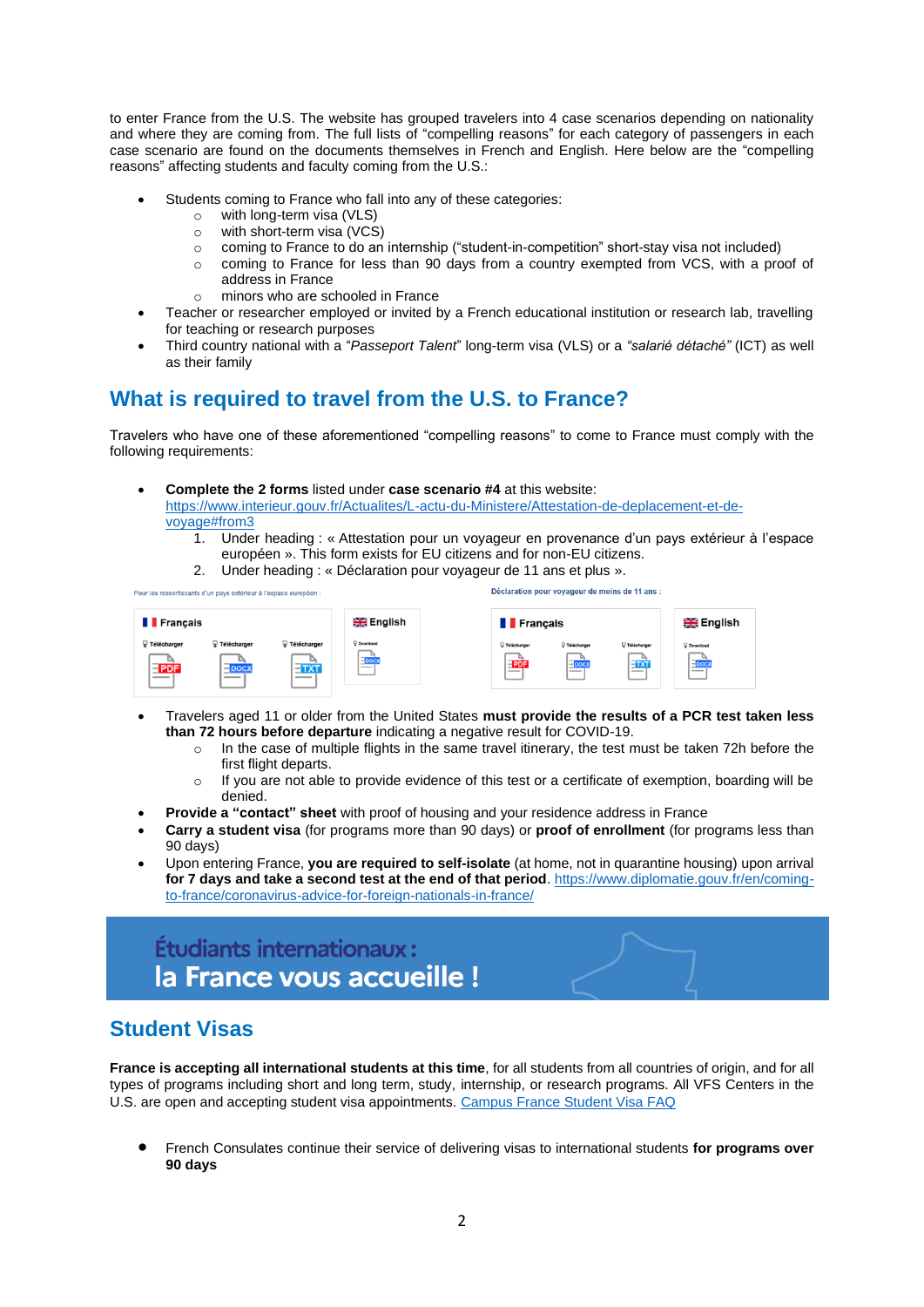to enter France from the U.S. The website has grouped travelers into 4 case scenarios depending on nationality and where they are coming from. The full lists of “compelling reasons” for each category of passengers in each case scenario are found on the documents themselves in French and English. Here below are the “compelling reasons” affecting students and faculty coming from the U.S.:

- Students coming to France who fall into any of these categories:
  - with long-term visa (VLS)
  - with short-term visa (VCS)
  - coming to France to do an internship (“student-in-competition” short-stay visa not included)
  - coming to France for less than 90 days from a country exempted from VCS, with a proof of address in France
  - minors who are schooled in France
- Teacher or researcher employed or invited by a French educational institution or research lab, travelling for teaching or research purposes
- Third country national with a “*Passeport Talent*” long-term visa (VLS) or a *“salarié détaché”* (ICT) as well as their family

## What is required to travel from the U.S. to France?

Travelers who have one of these aforementioned “compelling reasons” to come to France must comply with the following requirements:

- **Complete the 2 forms** listed under **case scenario #4** at this website: https://www.interieur.gouv.fr/Actualites/L-actu-du-Ministere/Attestation-de-deplacement-et-de-voyage#from3
  1. Under heading : « Attestation pour un voyageur en provenance d’un pays extérieur à l’espace européen ». This form exists for EU citizens and for non-EU citizens.
  2. Under heading : « Déclaration pour voyageur de 11 ans et plus ».

Pour les ressortissants d’un pays extérieur à l’espace européen :

Français — Télécharger PDF | Télécharger DOCX | Télécharger TXT

English — Download DOCX

Déclaration pour voyageur de moins de 11 ans :

Français — Télécharger PDF | Télécharger DOCX | Télécharger TXT

English — Download DOCX

- Travelers aged 11 or older from the United States **must provide the results of a PCR test taken less than 72 hours before departure** indicating a negative result for COVID-19.
  - In the case of multiple flights in the same travel itinerary, the test must be taken 72h before the first flight departs.
  - If you are not able to provide evidence of this test or a certificate of exemption, boarding will be denied.
- **Provide a “contact” sheet** with proof of housing and your residence address in France
- **Carry a student visa** (for programs more than 90 days) or **proof of enrollment** (for programs less than 90 days)
- Upon entering France, **you are required to self-isolate** (at home, not in quarantine housing) upon arrival **for 7 days and take a second test at the end of that period**. https://www.diplomatie.gouv.fr/en/coming-to-france/coronavirus-advice-for-foreign-nationals-in-france/

**Étudiants internationaux : la France vous accueille !**

## Student Visas

**France is accepting all international students at this time**, for all students from all countries of origin, and for all types of programs including short and long term, study, internship, or research programs. All VFS Centers in the U.S. are open and accepting student visa appointments. Campus France Student Visa FAQ

- French Consulates continue their service of delivering visas to international students **for programs over 90 days**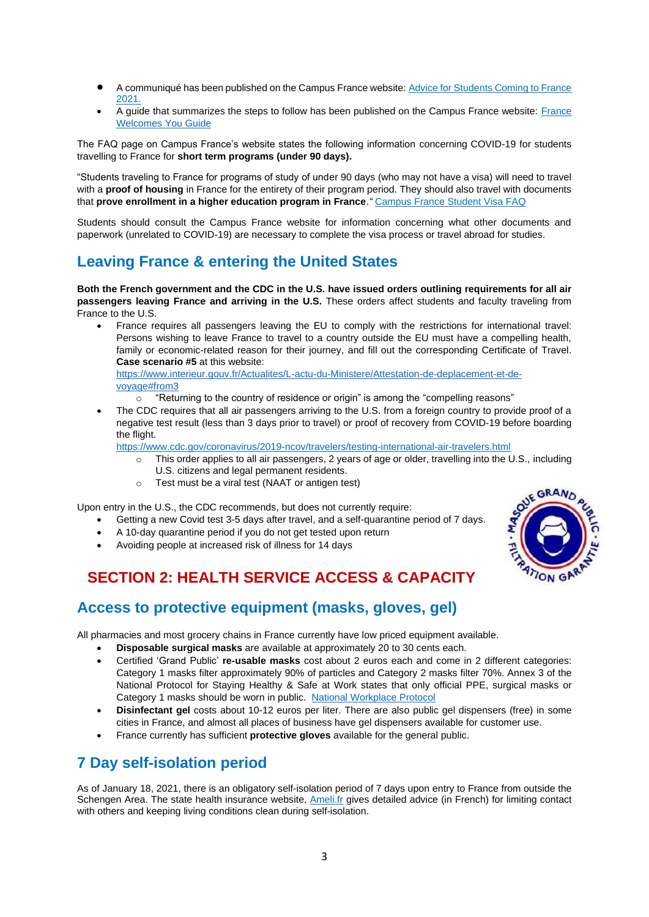- A communiqué has been published on the Campus France website: [Advice for Students Coming to France 2021.]()
- A guide that summarizes the steps to follow has been published on the Campus France website: [France Welcomes You Guide]()

The FAQ page on Campus France's website states the following information concerning COVID-19 for students travelling to France for **short term programs (under 90 days).**

"Students traveling to France for programs of study of under 90 days (who may not have a visa) will need to travel with a **proof of housing** in France for the entirety of their program period. They should also travel with documents that **prove enrollment in a higher education program in France**." [Campus France Student Visa FAQ]()

Students should consult the Campus France website for information concerning what other documents and paperwork (unrelated to COVID-19) are necessary to complete the visa process or travel abroad for studies.

## Leaving France & entering the United States

**Both the French government and the CDC in the U.S. have issued orders outlining requirements for all air passengers leaving France and arriving in the U.S.** These orders affect students and faculty traveling from France to the U.S.

- France requires all passengers leaving the EU to comply with the restrictions for international travel: Persons wishing to leave France to travel to a country outside the EU must have a compelling health, family or economic-related reason for their journey, and fill out the corresponding Certificate of Travel. **Case scenario #5** at this website: https://www.interieur.gouv.fr/Actualites/L-actu-du-Ministere/Attestation-de-deplacement-et-de-voyage#from3
  - "Returning to the country of residence or origin" is among the "compelling reasons"
- The CDC requires that all air passengers arriving to the U.S. from a foreign country to provide proof of a negative test result (less than 3 days prior to travel) or proof of recovery from COVID-19 before boarding the flight. https://www.cdc.gov/coronavirus/2019-ncov/travelers/testing-international-air-travelers.html
  - This order applies to all air passengers, 2 years of age or older, travelling into the U.S., including U.S. citizens and legal permanent residents.
  - Test must be a viral test (NAAT or antigen test)

Upon entry in the U.S., the CDC recommends, but does not currently require:

- Getting a new Covid test 3-5 days after travel, and a self-quarantine period of 7 days.
- A 10-day quarantine period if you do not get tested upon return
- Avoiding people at increased risk of illness for 14 days

# SECTION 2: HEALTH SERVICE ACCESS & CAPACITY

## Access to protective equipment (masks, gloves, gel)

All pharmacies and most grocery chains in France currently have low priced equipment available.

- **Disposable surgical masks** are available at approximately 20 to 30 cents each.
- Certified 'Grand Public' **re-usable masks** cost about 2 euros each and come in 2 different categories: Category 1 masks filter approximately 90% of particles and Category 2 masks filter 70%. Annex 3 of the National Protocol for Staying Healthy & Safe at Work states that only official PPE, surgical masks or Category 1 masks should be worn in public. [National Workplace Protocol]()
- **Disinfectant gel** costs about 10-12 euros per liter. There are also public gel dispensers (free) in some cities in France, and almost all places of business have gel dispensers available for customer use.
- France currently has sufficient **protective gloves** available for the general public.

## 7 Day self-isolation period

As of January 18, 2021, there is an obligatory self-isolation period of 7 days upon entry to France from outside the Schengen Area. The state health insurance website, [Ameli.fr]() gives detailed advice (in French) for limiting contact with others and keeping living conditions clean during self-isolation.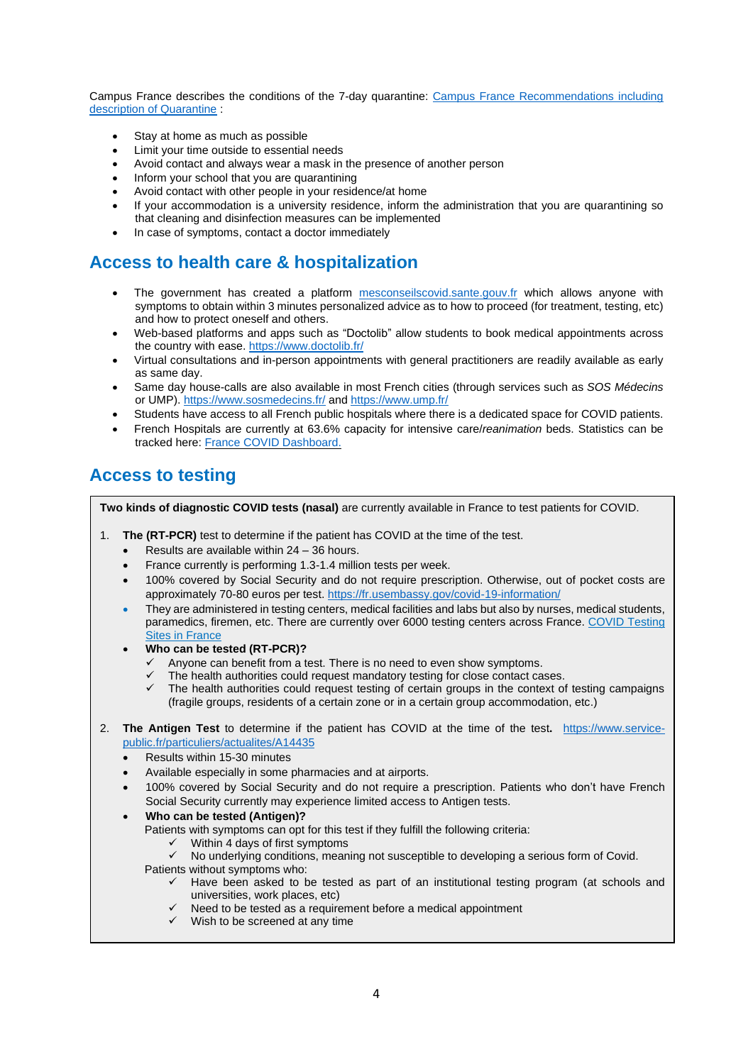Campus France describes the conditions of the 7-day quarantine: [Campus France Recommendations including description of Quarantine](#) :

- Stay at home as much as possible
- Limit your time outside to essential needs
- Avoid contact and always wear a mask in the presence of another person
- Inform your school that you are quarantining
- Avoid contact with other people in your residence/at home
- If your accommodation is a university residence, inform the administration that you are quarantining so that cleaning and disinfection measures can be implemented
- In case of symptoms, contact a doctor immediately

## Access to health care & hospitalization

- The government has created a platform mesconseilscovid.sante.gouv.fr which allows anyone with symptoms to obtain within 3 minutes personalized advice as to how to proceed (for treatment, testing, etc) and how to protect oneself and others.
- Web-based platforms and apps such as "Doctolib" allow students to book medical appointments across the country with ease. https://www.doctolib.fr/
- Virtual consultations and in-person appointments with general practitioners are readily available as early as same day.
- Same day house-calls are also available in most French cities (through services such as *SOS Médecins* or UMP). https://www.sosmedecins.fr/ and https://www.ump.fr/
- Students have access to all French public hospitals where there is a dedicated space for COVID patients.
- French Hospitals are currently at 63.6% capacity for intensive care/*reanimation* beds. Statistics can be tracked here: [France COVID Dashboard.](#)

## Access to testing

**Two kinds of diagnostic COVID tests (nasal)** are currently available in France to test patients for COVID.

1. **The (RT-PCR)** test to determine if the patient has COVID at the time of the test.
   - Results are available within 24 – 36 hours.
   - France currently is performing 1.3-1.4 million tests per week.
   - 100% covered by Social Security and do not require prescription. Otherwise, out of pocket costs are approximately 70-80 euros per test. https://fr.usembassy.gov/covid-19-information/
   - They are administered in testing centers, medical facilities and labs but also by nurses, medical students, paramedics, firemen, etc. There are currently over 6000 testing centers across France. [COVID Testing Sites in France](#)
   - **Who can be tested (RT-PCR)?**
     - ✓ Anyone can benefit from a test. There is no need to even show symptoms.
     - ✓ The health authorities could request mandatory testing for close contact cases.
     - ✓ The health authorities could request testing of certain groups in the context of testing campaigns (fragile groups, residents of a certain zone or in a certain group accommodation, etc.)

2. **The Antigen Test** to determine if the patient has COVID at the time of the test**.** https://www.service-public.fr/particuliers/actualites/A14435
   - Results within 15-30 minutes
   - Available especially in some pharmacies and at airports.
   - 100% covered by Social Security and do not require a prescription. Patients who don't have French Social Security currently may experience limited access to Antigen tests.
   - **Who can be tested (Antigen)?**

     Patients with symptoms can opt for this test if they fulfill the following criteria:
     - ✓ Within 4 days of first symptoms
     - ✓ No underlying conditions, meaning not susceptible to developing a serious form of Covid.

     Patients without symptoms who:
     - ✓ Have been asked to be tested as part of an institutional testing program (at schools and universities, work places, etc)
     - ✓ Need to be tested as a requirement before a medical appointment
     - ✓ Wish to be screened at any time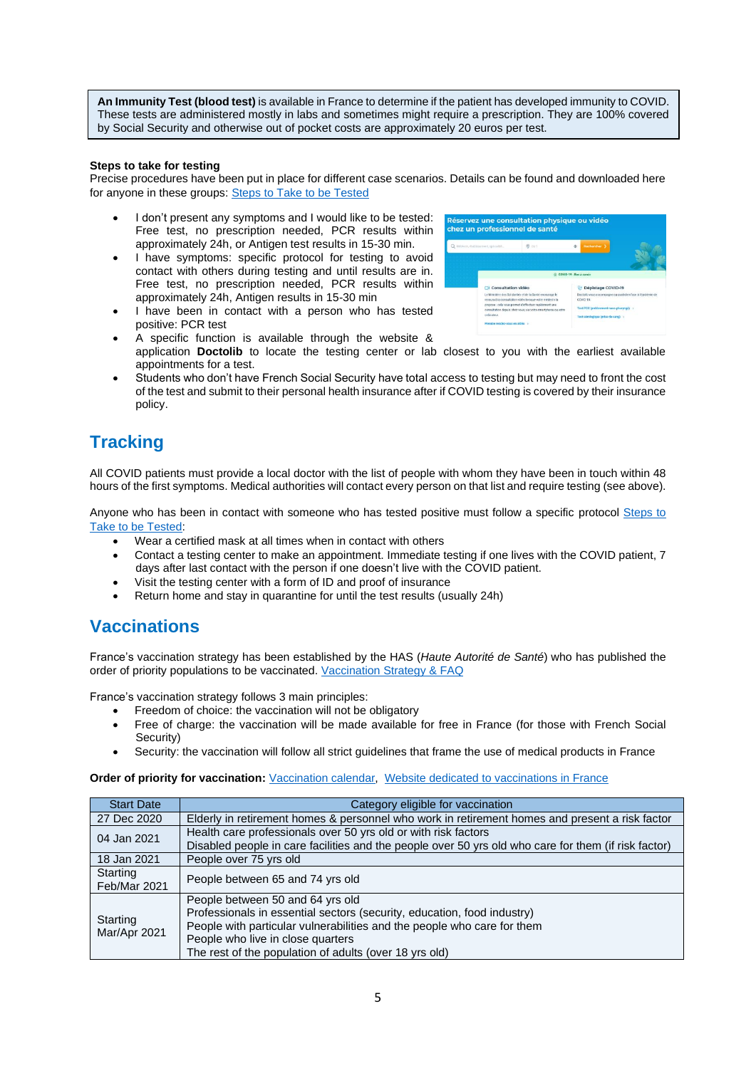**An Immunity Test (blood test)** is available in France to determine if the patient has developed immunity to COVID. These tests are administered mostly in labs and sometimes might require a prescription. They are 100% covered by Social Security and otherwise out of pocket costs are approximately 20 euros per test.

**Steps to take for testing**

Precise procedures have been put in place for different case scenarios. Details can be found and downloaded here for anyone in these groups: [Steps to Take to be Tested]()

- I don't present any symptoms and I would like to be tested: Free test, no prescription needed, PCR results within approximately 24h, or Antigen test results in 15-30 min.
- I have symptoms: specific protocol for testing to avoid contact with others during testing and until results are in. Free test, no prescription needed, PCR results within approximately 24h, Antigen results in 15-30 min
- I have been in contact with a person who has tested positive: PCR test
- A specific function is available through the website & application **Doctolib** to locate the testing center or lab closest to you with the earliest available appointments for a test.
- Students who don't have French Social Security have total access to testing but may need to front the cost of the test and submit to their personal health insurance after if COVID testing is covered by their insurance policy.

## Tracking

All COVID patients must provide a local doctor with the list of people with whom they have been in touch within 48 hours of the first symptoms. Medical authorities will contact every person on that list and require testing (see above).

Anyone who has been in contact with someone who has tested positive must follow a specific protocol [Steps to Take to be Tested]():

- Wear a certified mask at all times when in contact with others
- Contact a testing center to make an appointment. Immediate testing if one lives with the COVID patient, 7 days after last contact with the person if one doesn't live with the COVID patient.
- Visit the testing center with a form of ID and proof of insurance
- Return home and stay in quarantine for until the test results (usually 24h)

## Vaccinations

France's vaccination strategy has been established by the HAS (*Haute Autorité de Santé*) who has published the order of priority populations to be vaccinated. [Vaccination Strategy & FAQ]()

France's vaccination strategy follows 3 main principles:

- Freedom of choice: the vaccination will not be obligatory
- Free of charge: the vaccination will be made available for free in France (for those with French Social Security)
- Security: the vaccination will follow all strict guidelines that frame the use of medical products in France

**Order of priority for vaccination:** [Vaccination calendar](), [Website dedicated to vaccinations in France]()

| Start Date | Category eligible for vaccination |
|---|---|
| 27 Dec 2020 | Elderly in retirement homes & personnel who work in retirement homes and present a risk factor |
| 04 Jan 2021 | Health care professionals over 50 yrs old or with risk factors<br>Disabled people in care facilities and the people over 50 yrs old who care for them (if risk factor) |
| 18 Jan 2021 | People over 75 yrs old |
| Starting Feb/Mar 2021 | People between 65 and 74 yrs old |
| Starting Mar/Apr 2021 | People between 50 and 64 yrs old<br>Professionals in essential sectors (security, education, food industry)<br>People with particular vulnerabilities and the people who care for them<br>People who live in close quarters<br>The rest of the population of adults (over 18 yrs old) |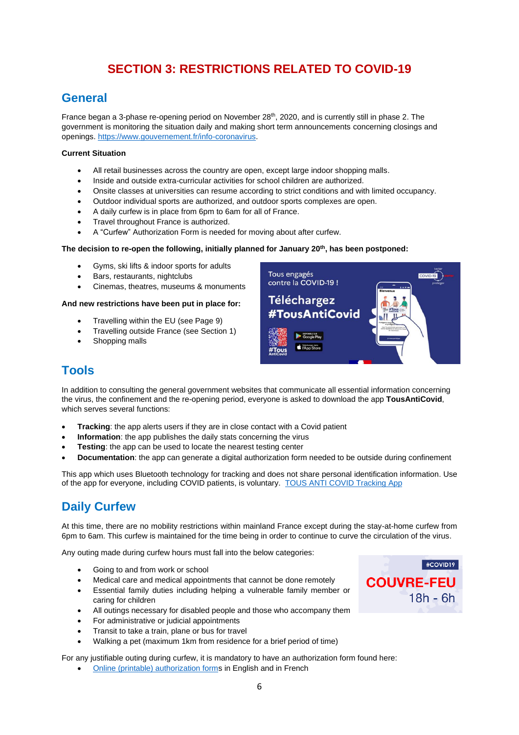# SECTION 3: RESTRICTIONS RELATED TO COVID-19

## General

France began a 3-phase re-opening period on November 28th, 2020, and is currently still in phase 2. The government is monitoring the situation daily and making short term announcements concerning closings and openings. [https://www.gouvernement.fr/info-coronavirus](https://www.gouvernement.fr/info-coronavirus).

**Current Situation**

- All retail businesses across the country are open, except large indoor shopping malls.
- Inside and outside extra-curricular activities for school children are authorized.
- Onsite classes at universities can resume according to strict conditions and with limited occupancy.
- Outdoor individual sports are authorized, and outdoor sports complexes are open.
- A daily curfew is in place from 6pm to 6am for all of France.
- Travel throughout France is authorized.
- A "Curfew" Authorization Form is needed for moving about after curfew.

**The decision to re-open the following, initially planned for January 20th, has been postponed:**

- Gyms, ski lifts & indoor sports for adults
- Bars, restaurants, nightclubs
- Cinemas, theatres, museums & monuments

**And new restrictions have been put in place for:**

- Travelling within the EU (see Page 9)
- Travelling outside France (see Section 1)
- Shopping malls

## Tools

In addition to consulting the general government websites that communicate all essential information concerning the virus, the confinement and the re-opening period, everyone is asked to download the app **TousAntiCovid**, which serves several functions:

- **Tracking**: the app alerts users if they are in close contact with a Covid patient
- **Information**: the app publishes the daily stats concerning the virus
- **Testing**: the app can be used to locate the nearest testing center
- **Documentation**: the app can generate a digital authorization form needed to be outside during confinement

This app which uses Bluetooth technology for tracking and does not share personal identification information. Use of the app for everyone, including COVID patients, is voluntary. [TOUS ANTI COVID Tracking App]()

## Daily Curfew

At this time, there are no mobility restrictions within mainland France except during the stay-at-home curfew from 6pm to 6am. This curfew is maintained for the time being in order to continue to curve the circulation of the virus.

Any outing made during curfew hours must fall into the below categories:

- Going to and from work or school
- Medical care and medical appointments that cannot be done remotely
- Essential family duties including helping a vulnerable family member or caring for children
- All outings necessary for disabled people and those who accompany them
- For administrative or judicial appointments
- Transit to take a train, plane or bus for travel
- Walking a pet (maximum 1km from residence for a brief period of time)

For any justifiable outing during curfew, it is mandatory to have an authorization form found here:

- [Online (printable) authorization forms]() in English and in French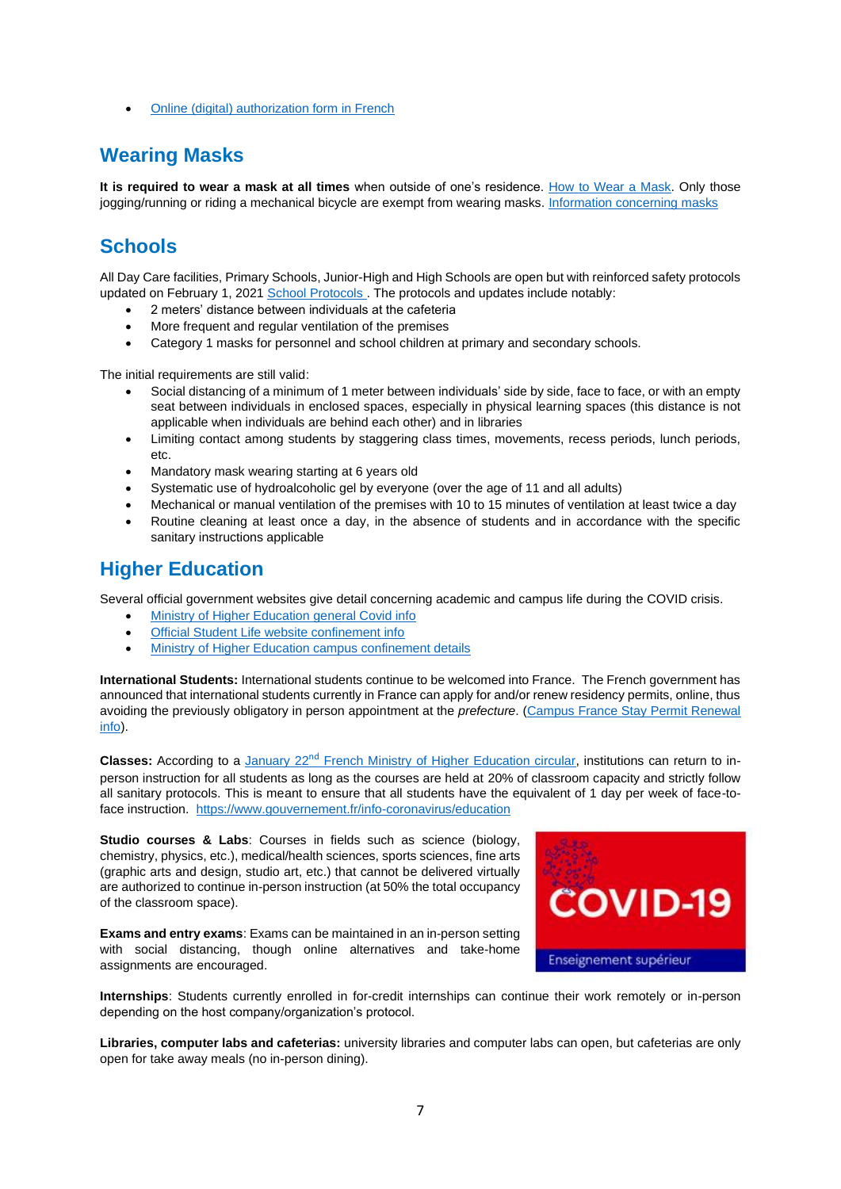- Online (digital) authorization form in French

## Wearing Masks

**It is required to wear a mask at all times** when outside of one's residence. How to Wear a Mask. Only those jogging/running or riding a mechanical bicycle are exempt from wearing masks. Information concerning masks

## Schools

All Day Care facilities, Primary Schools, Junior-High and High Schools are open but with reinforced safety protocols updated on February 1, 2021 School Protocols . The protocols and updates include notably:

- 2 meters' distance between individuals at the cafeteria
- More frequent and regular ventilation of the premises
- Category 1 masks for personnel and school children at primary and secondary schools.

The initial requirements are still valid:

- Social distancing of a minimum of 1 meter between individuals' side by side, face to face, or with an empty seat between individuals in enclosed spaces, especially in physical learning spaces (this distance is not applicable when individuals are behind each other) and in libraries
- Limiting contact among students by staggering class times, movements, recess periods, lunch periods, etc.
- Mandatory mask wearing starting at 6 years old
- Systematic use of hydroalcoholic gel by everyone (over the age of 11 and all adults)
- Mechanical or manual ventilation of the premises with 10 to 15 minutes of ventilation at least twice a day
- Routine cleaning at least once a day, in the absence of students and in accordance with the specific sanitary instructions applicable

## Higher Education

Several official government websites give detail concerning academic and campus life during the COVID crisis.

- Ministry of Higher Education general Covid info
- Official Student Life website confinement info
- Ministry of Higher Education campus confinement details

**International Students:** International students continue to be welcomed into France. The French government has announced that international students currently in France can apply for and/or renew residency permits, online, thus avoiding the previously obligatory in person appointment at the *prefecture*. (Campus France Stay Permit Renewal info).

**Classes:** According to a January 22nd French Ministry of Higher Education circular, institutions can return to in-person instruction for all students as long as the courses are held at 20% of classroom capacity and strictly follow all sanitary protocols. This is meant to ensure that all students have the equivalent of 1 day per week of face-to-face instruction. https://www.gouvernement.fr/info-coronavirus/education

**Studio courses & Labs**: Courses in fields such as science (biology, chemistry, physics, etc.), medical/health sciences, sports sciences, fine arts (graphic arts and design, studio art, etc.) that cannot be delivered virtually are authorized to continue in-person instruction (at 50% the total occupancy of the classroom space).

COVID-19

Enseignement supérieur

**Exams and entry exams**: Exams can be maintained in an in-person setting with social distancing, though online alternatives and take-home assignments are encouraged.

**Internships**: Students currently enrolled in for-credit internships can continue their work remotely or in-person depending on the host company/organization's protocol.

**Libraries, computer labs and cafeterias:** university libraries and computer labs can open, but cafeterias are only open for take away meals (no in-person dining).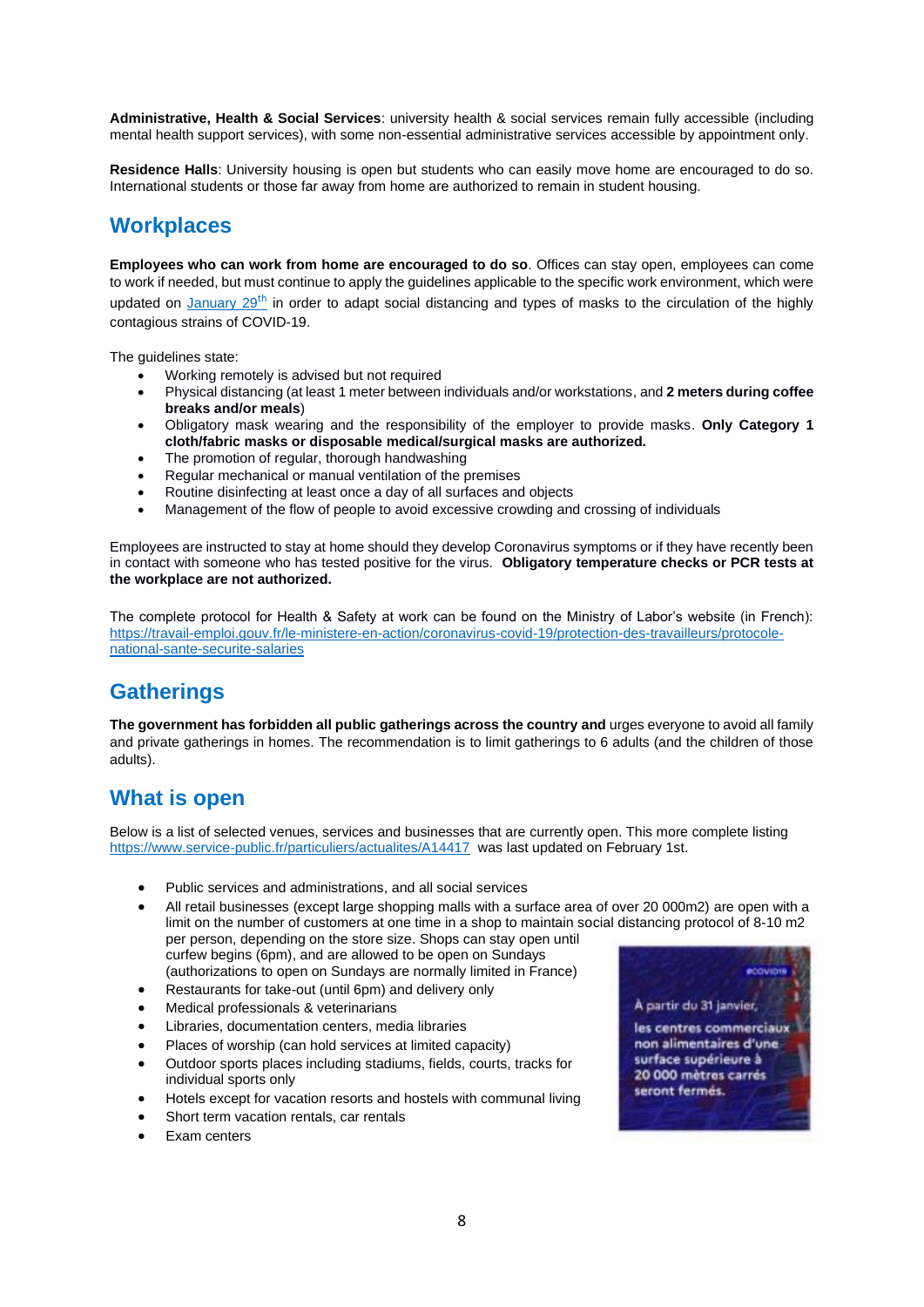**Administrative, Health & Social Services**: university health & social services remain fully accessible (including mental health support services), with some non-essential administrative services accessible by appointment only.

**Residence Halls**: University housing is open but students who can easily move home are encouraged to do so. International students or those far away from home are authorized to remain in student housing.

## Workplaces

**Employees who can work from home are encouraged to do so**. Offices can stay open, employees can come to work if needed, but must continue to apply the guidelines applicable to the specific work environment, which were updated on [January 29th] in order to adapt social distancing and types of masks to the circulation of the highly contagious strains of COVID-19.

The guidelines state:

- Working remotely is advised but not required
- Physical distancing (at least 1 meter between individuals and/or workstations, and **2 meters during coffee breaks and/or meals**)
- Obligatory mask wearing and the responsibility of the employer to provide masks. **Only Category 1 cloth/fabric masks or disposable medical/surgical masks are authorized.**
- The promotion of regular, thorough handwashing
- Regular mechanical or manual ventilation of the premises
- Routine disinfecting at least once a day of all surfaces and objects
- Management of the flow of people to avoid excessive crowding and crossing of individuals

Employees are instructed to stay at home should they develop Coronavirus symptoms or if they have recently been in contact with someone who has tested positive for the virus. **Obligatory temperature checks or PCR tests at the workplace are not authorized.**

The complete protocol for Health & Safety at work can be found on the Ministry of Labor's website (in French): https://travail-emploi.gouv.fr/le-ministere-en-action/coronavirus-covid-19/protection-des-travailleurs/protocole-national-sante-securite-salaries

## Gatherings

**The government has forbidden all public gatherings across the country and** urges everyone to avoid all family and private gatherings in homes. The recommendation is to limit gatherings to 6 adults (and the children of those adults).

## What is open

Below is a list of selected venues, services and businesses that are currently open. This more complete listing https://www.service-public.fr/particuliers/actualites/A14417 was last updated on February 1st.

- Public services and administrations, and all social services
- All retail businesses (except large shopping malls with a surface area of over 20 000m2) are open with a limit on the number of customers at one time in a shop to maintain social distancing protocol of 8-10 m2 per person, depending on the store size. Shops can stay open until curfew begins (6pm), and are allowed to be open on Sundays (authorizations to open on Sundays are normally limited in France)
- Restaurants for take-out (until 6pm) and delivery only
- Medical professionals & veterinarians
- Libraries, documentation centers, media libraries
- Places of worship (can hold services at limited capacity)
- Outdoor sports places including stadiums, fields, courts, tracks for individual sports only
- Hotels except for vacation resorts and hostels with communal living
- Short term vacation rentals, car rentals
- Exam centers

#COVID19

À partir du 31 janvier, les centres commerciaux non alimentaires d'une surface supérieure à 20 000 mètres carrés seront fermés.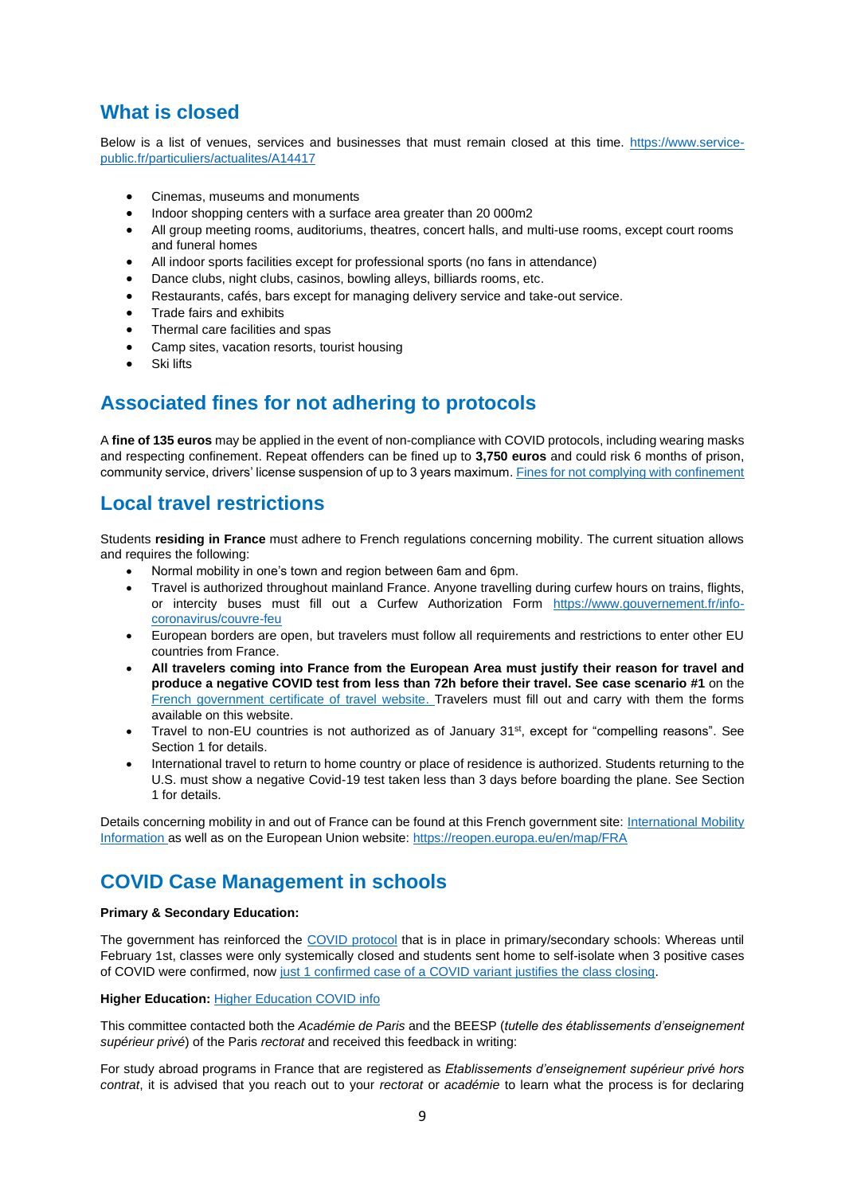## What is closed

Below is a list of venues, services and businesses that must remain closed at this time. [https://www.service-public.fr/particuliers/actualites/A14417](https://www.service-public.fr/particuliers/actualites/A14417)

- Cinemas, museums and monuments
- Indoor shopping centers with a surface area greater than 20 000m2
- All group meeting rooms, auditoriums, theatres, concert halls, and multi-use rooms, except court rooms and funeral homes
- All indoor sports facilities except for professional sports (no fans in attendance)
- Dance clubs, night clubs, casinos, bowling alleys, billiards rooms, etc.
- Restaurants, cafés, bars except for managing delivery service and take-out service.
- Trade fairs and exhibits
- Thermal care facilities and spas
- Camp sites, vacation resorts, tourist housing
- Ski lifts

## Associated fines for not adhering to protocols

A **fine of 135 euros** may be applied in the event of non-compliance with COVID protocols, including wearing masks and respecting confinement. Repeat offenders can be fined up to **3,750 euros** and could risk 6 months of prison, community service, drivers' license suspension of up to 3 years maximum. Fines for not complying with confinement

## Local travel restrictions

Students **residing in France** must adhere to French regulations concerning mobility. The current situation allows and requires the following:

- Normal mobility in one's town and region between 6am and 6pm.
- Travel is authorized throughout mainland France. Anyone travelling during curfew hours on trains, flights, or intercity buses must fill out a Curfew Authorization Form [https://www.gouvernement.fr/info-coronavirus/couvre-feu](https://www.gouvernement.fr/info-coronavirus/couvre-feu)
- European borders are open, but travelers must follow all requirements and restrictions to enter other EU countries from France.
- **All travelers coming into France from the European Area must justify their reason for travel and produce a negative COVID test from less than 72h before their travel. See case scenario #1** on the French government certificate of travel website. Travelers must fill out and carry with them the forms available on this website.
- Travel to non-EU countries is not authorized as of January 31st, except for "compelling reasons". See Section 1 for details.
- International travel to return to home country or place of residence is authorized. Students returning to the U.S. must show a negative Covid-19 test taken less than 3 days before boarding the plane. See Section 1 for details.

Details concerning mobility in and out of France can be found at this French government site: International Mobility Information as well as on the European Union website: [https://reopen.europa.eu/en/map/FRA](https://reopen.europa.eu/en/map/FRA)

## COVID Case Management in schools

**Primary & Secondary Education:**

The government has reinforced the COVID protocol that is in place in primary/secondary schools: Whereas until February 1st, classes were only systemically closed and students sent home to self-isolate when 3 positive cases of COVID were confirmed, now just 1 confirmed case of a COVID variant justifies the class closing.

**Higher Education:** Higher Education COVID info

This committee contacted both the *Académie de Paris* and the BEESP (*tutelle des établissements d'enseignement supérieur privé*) of the Paris *rectorat* and received this feedback in writing:

For study abroad programs in France that are registered as *Etablissements d'enseignement supérieur privé hors contrat*, it is advised that you reach out to your *rectorat* or *académie* to learn what the process is for declaring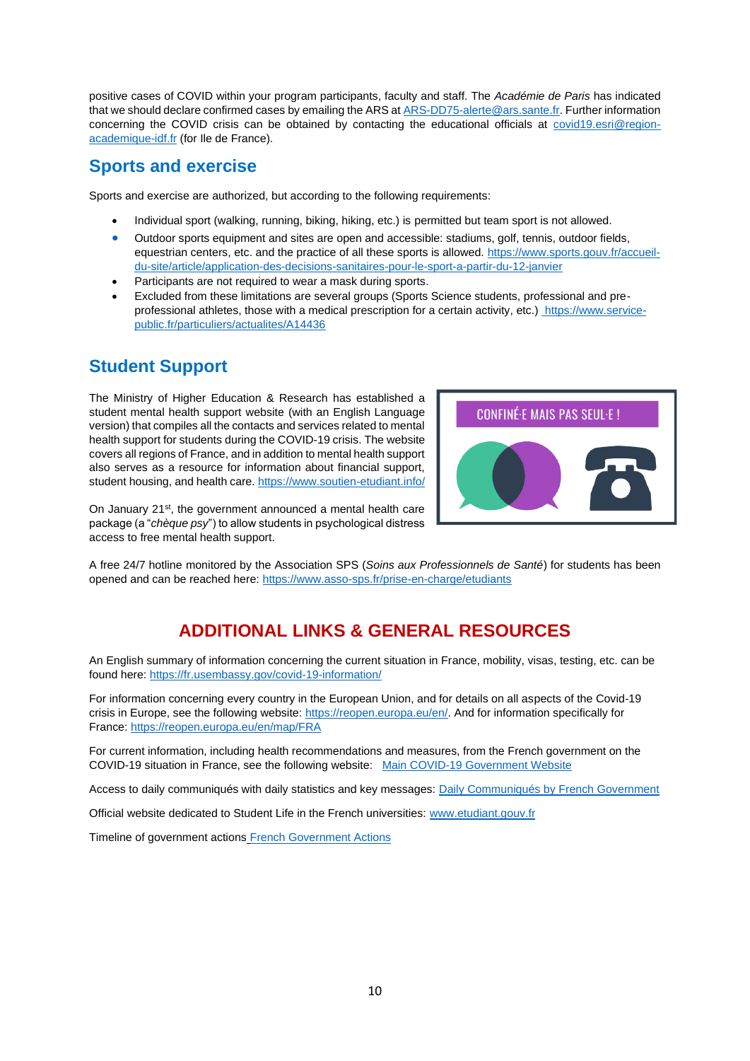positive cases of COVID within your program participants, faculty and staff. The *Académie de Paris* has indicated that we should declare confirmed cases by emailing the ARS at ARS-DD75-alerte@ars.sante.fr. Further information concerning the COVID crisis can be obtained by contacting the educational officials at covid19.esri@region-academique-idf.fr (for Ile de France).

## Sports and exercise

Sports and exercise are authorized, but according to the following requirements:

- Individual sport (walking, running, biking, hiking, etc.) is permitted but team sport is not allowed.
- Outdoor sports equipment and sites are open and accessible: stadiums, golf, tennis, outdoor fields, equestrian centers, etc. and the practice of all these sports is allowed. https://www.sports.gouv.fr/accueil-du-site/article/application-des-decisions-sanitaires-pour-le-sport-a-partir-du-12-janvier
- Participants are not required to wear a mask during sports.
- Excluded from these limitations are several groups (Sports Science students, professional and pre-professional athletes, those with a medical prescription for a certain activity, etc.) https://www.service-public.fr/particuliers/actualites/A14436

## Student Support

The Ministry of Higher Education & Research has established a student mental health support website (with an English Language version) that compiles all the contacts and services related to mental health support for students during the COVID-19 crisis. The website covers all regions of France, and in addition to mental health support also serves as a resource for information about financial support, student housing, and health care. https://www.soutien-etudiant.info/

CONFINÉ·E MAIS PAS SEUL·E !

On January 21st, the government announced a mental health care package (a "*chèque psy*") to allow students in psychological distress access to free mental health support.

A free 24/7 hotline monitored by the Association SPS (*Soins aux Professionnels de Santé*) for students has been opened and can be reached here: https://www.asso-sps.fr/prise-en-charge/etudiants

# ADDITIONAL LINKS & GENERAL RESOURCES

An English summary of information concerning the current situation in France, mobility, visas, testing, etc. can be found here: https://fr.usembassy.gov/covid-19-information/

For information concerning every country in the European Union, and for details on all aspects of the Covid-19 crisis in Europe, see the following website: https://reopen.europa.eu/en/. And for information specifically for France: https://reopen.europa.eu/en/map/FRA

For current information, including health recommendations and measures, from the French government on the COVID-19 situation in France, see the following website: Main COVID-19 Government Website

Access to daily communiqués with daily statistics and key messages: Daily Communiqués by French Government

Official website dedicated to Student Life in the French universities: www.etudiant.gouv.fr

Timeline of government actions French Government Actions